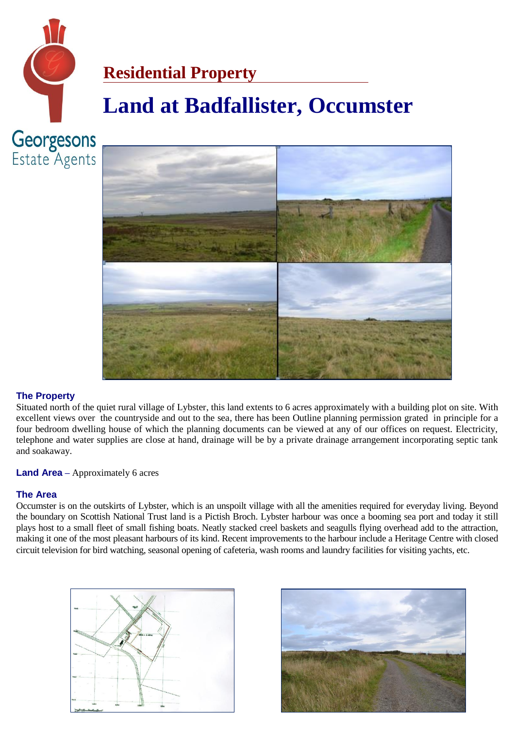Georgesons
Estate Agents

## Residential Property

# Land at Badfallister, Occumster

### The Property

Situated north of the quiet rural village of Lybster, this land extents to 6 acres approximately with a building plot on site. With excellent views over the countryside and out to the sea, there has been Outline planning permission grated in principle for a four bedroom dwelling house of which the planning documents can be viewed at any of our offices on request. Electricity, telephone and water supplies are close at hand, drainage will be by a private drainage arrangement incorporating septic tank and soakaway.

**Land Area** – Approximately 6 acres

### The Area

Occumster is on the outskirts of Lybster, which is an unspoilt village with all the amenities required for everyday living. Beyond the boundary on Scottish National Trust land is a Pictish Broch. Lybster harbour was once a booming sea port and today it still plays host to a small fleet of small fishing boats. Neatly stacked creel baskets and seagulls flying overhead add to the attraction, making it one of the most pleasant harbours of its kind. Recent improvements to the harbour include a Heritage Centre with closed circuit television for bird watching, seasonal opening of cafeteria, wash rooms and laundry facilities for visiting yachts, etc.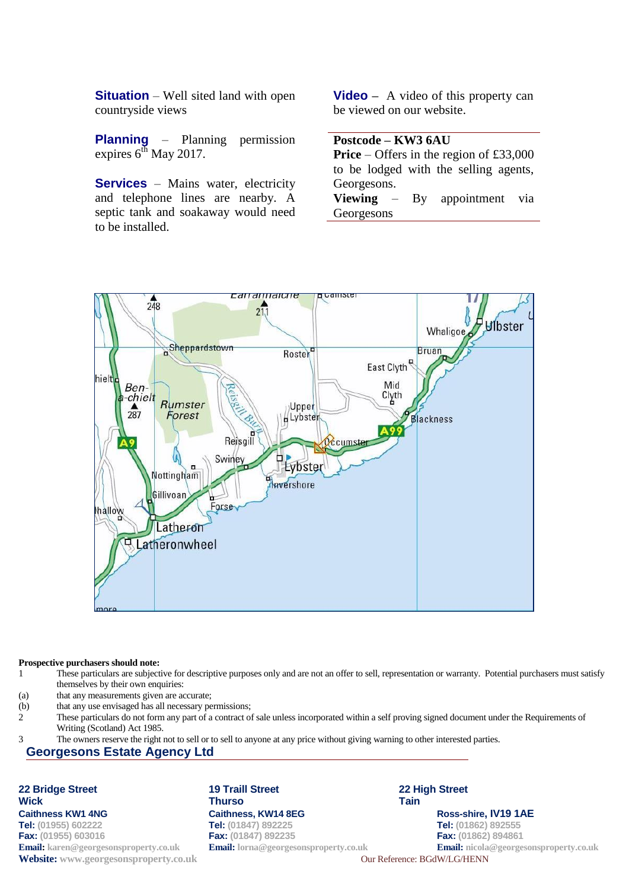**Situation** – Well sited land with open countryside views

**Planning** – Planning permission expires 6th May 2017.

**Services** – Mains water, electricity and telephone lines are nearby. A septic tank and soakaway would need to be installed.

**Video** – A video of this property can be viewed on our website.

**Postcode – KW3 6AU**
**Price** – Offers in the region of £33,000 to be lodged with the selling agents, Georgesons.
**Viewing** – By appointment via Georgesons

Earranmaicne
248
211
Camster
17
Whaligoe
Ulbster
Sheppardstown
Roster
Bruan
East Clyth
hielt
Ben-a-chielt
287
Rumster Forest
Reisgill Burn
Mid Clyth
Upper Lybster
Blackness
A9
A99
Reisgill
Occumster
Swiney
Lybster
Nottingham
Inversnore
Gillivoan
Forse
hallow
Latheron
Latheronwheel
more

**Prospective purchasers should note:**

1. These particulars are subjective for descriptive purposes only and are not an offer to sell, representation or warranty. Potential purchasers must satisfy themselves by their own enquiries:
   (a) that any measurements given are accurate;
   (b) that any use envisaged has all necessary permissions;
2. These particulars do not form any part of a contract of sale unless incorporated within a self proving signed document under the Requirements of Writing (Scotland) Act 1985.
3. The owners reserve the right not to sell or to sell to anyone at any price without giving warning to other interested parties.

## Georgesons Estate Agency Ltd

**22 Bridge Street**
**Wick**
**Caithness KW1 4NG**
**Tel:** (01955) 602222
**Fax:** (01955) 603016
**Email:** karen@georgesonsproperty.co.uk
**Website:** www.georgesonsproperty.co.uk

**19 Traill Street**
**Thurso**
**Caithness, KW14 8EG**
**Tel:** (01847) 892225
**Fax:** (01847) 892235
**Email:** lorna@georgesonsproperty.co.uk

**22 High Street**
**Tain**
**Ross-shire, IV19 1AE**
**Tel:** (01862) 892555
**Fax:** (01862) 894861
**Email:** nicola@georgesonsproperty.co.uk

Our Reference: BGdW/LG/HENN